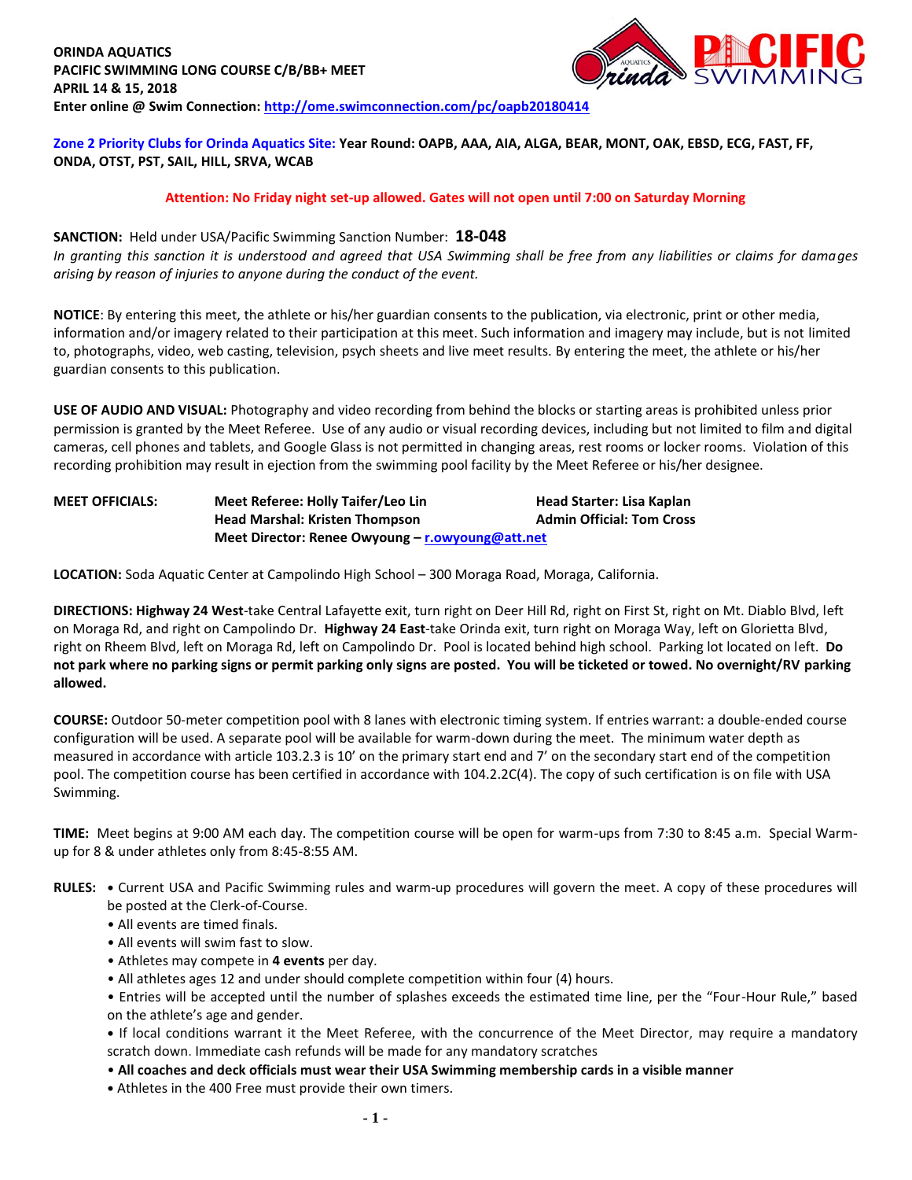**ORINDA AQUATICS**
**PACIFIC SWIMMING LONG COURSE C/B/BB+ MEET**
**APRIL 14 & 15, 2018**
**Enter online @ Swim Connection: http://ome.swimconnection.com/pc/oapb20180414**

**Zone 2 Priority Clubs for Orinda Aquatics Site: Year Round: OAPB, AAA, AIA, ALGA, BEAR, MONT, OAK, EBSD, ECG, FAST, FF, ONDA, OTST, PST, SAIL, HILL, SRVA, WCAB**

**Attention: No Friday night set-up allowed. Gates will not open until 7:00 on Saturday Morning**

**SANCTION:** Held under USA/Pacific Swimming Sanction Number: **18-048**
*In granting this sanction it is understood and agreed that USA Swimming shall be free from any liabilities or claims for damages arising by reason of injuries to anyone during the conduct of the event.*

**NOTICE**: By entering this meet, the athlete or his/her guardian consents to the publication, via electronic, print or other media, information and/or imagery related to their participation at this meet. Such information and imagery may include, but is not limited to, photographs, video, web casting, television, psych sheets and live meet results. By entering the meet, the athlete or his/her guardian consents to this publication.

**USE OF AUDIO AND VISUAL:** Photography and video recording from behind the blocks or starting areas is prohibited unless prior permission is granted by the Meet Referee. Use of any audio or visual recording devices, including but not limited to film and digital cameras, cell phones and tablets, and Google Glass is not permitted in changing areas, rest rooms or locker rooms. Violation of this recording prohibition may result in ejection from the swimming pool facility by the Meet Referee or his/her designee.

**MEET OFFICIALS:**
**Meet Referee: Holly Taifer/Leo Lin** | **Head Starter: Lisa Kaplan**
**Head Marshal: Kristen Thompson** | **Admin Official: Tom Cross**
**Meet Director: Renee Owyoung – r.owyoung@att.net**

**LOCATION:** Soda Aquatic Center at Campolindo High School – 300 Moraga Road, Moraga, California.

**DIRECTIONS: Highway 24 West**-take Central Lafayette exit, turn right on Deer Hill Rd, right on First St, right on Mt. Diablo Blvd, left on Moraga Rd, and right on Campolindo Dr. **Highway 24 East**-take Orinda exit, turn right on Moraga Way, left on Glorietta Blvd, right on Rheem Blvd, left on Moraga Rd, left on Campolindo Dr. Pool is located behind high school. Parking lot located on left. **Do not park where no parking signs or permit parking only signs are posted. You will be ticketed or towed. No overnight/RV parking allowed.**

**COURSE:** Outdoor 50-meter competition pool with 8 lanes with electronic timing system. If entries warrant: a double-ended course configuration will be used. A separate pool will be available for warm-down during the meet. The minimum water depth as measured in accordance with article 103.2.3 is 10' on the primary start end and 7' on the secondary start end of the competition pool. The competition course has been certified in accordance with 104.2.2C(4). The copy of such certification is on file with USA Swimming.

**TIME:** Meet begins at 9:00 AM each day. The competition course will be open for warm-ups from 7:30 to 8:45 a.m. Special Warm-up for 8 & under athletes only from 8:45-8:55 AM.

**RULES:**
- Current USA and Pacific Swimming rules and warm-up procedures will govern the meet. A copy of these procedures will be posted at the Clerk-of-Course.
- All events are timed finals.
- All events will swim fast to slow.
- Athletes may compete in **4 events** per day.
- All athletes ages 12 and under should complete competition within four (4) hours.
- Entries will be accepted until the number of splashes exceeds the estimated time line, per the "Four-Hour Rule," based on the athlete's age and gender.
- If local conditions warrant it the Meet Referee, with the concurrence of the Meet Director, may require a mandatory scratch down. Immediate cash refunds will be made for any mandatory scratches
- **All coaches and deck officials must wear their USA Swimming membership cards in a visible manner**
- Athletes in the 400 Free must provide their own timers.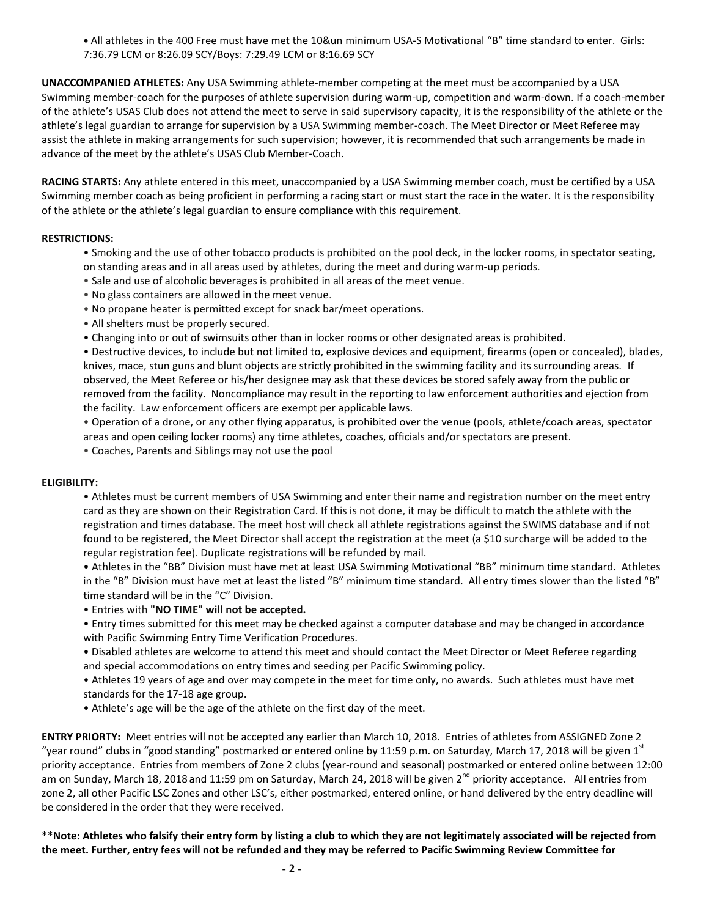- All athletes in the 400 Free must have met the 10&un minimum USA-S Motivational "B" time standard to enter. Girls: 7:36.79 LCM or 8:26.09 SCY/Boys: 7:29.49 LCM or 8:16.69 SCY

**UNACCOMPANIED ATHLETES:** Any USA Swimming athlete-member competing at the meet must be accompanied by a USA Swimming member-coach for the purposes of athlete supervision during warm-up, competition and warm-down. If a coach-member of the athlete's USAS Club does not attend the meet to serve in said supervisory capacity, it is the responsibility of the athlete or the athlete's legal guardian to arrange for supervision by a USA Swimming member-coach. The Meet Director or Meet Referee may assist the athlete in making arrangements for such supervision; however, it is recommended that such arrangements be made in advance of the meet by the athlete's USAS Club Member-Coach.

**RACING STARTS:** Any athlete entered in this meet, unaccompanied by a USA Swimming member coach, must be certified by a USA Swimming member coach as being proficient in performing a racing start or must start the race in the water. It is the responsibility of the athlete or the athlete's legal guardian to ensure compliance with this requirement.

**RESTRICTIONS:**

- Smoking and the use of other tobacco products is prohibited on the pool deck, in the locker rooms, in spectator seating, on standing areas and in all areas used by athletes, during the meet and during warm-up periods.
- Sale and use of alcoholic beverages is prohibited in all areas of the meet venue.
- No glass containers are allowed in the meet venue.
- No propane heater is permitted except for snack bar/meet operations.
- All shelters must be properly secured.
- Changing into or out of swimsuits other than in locker rooms or other designated areas is prohibited.
- Destructive devices, to include but not limited to, explosive devices and equipment, firearms (open or concealed), blades, knives, mace, stun guns and blunt objects are strictly prohibited in the swimming facility and its surrounding areas. If observed, the Meet Referee or his/her designee may ask that these devices be stored safely away from the public or removed from the facility. Noncompliance may result in the reporting to law enforcement authorities and ejection from the facility. Law enforcement officers are exempt per applicable laws.
- Operation of a drone, or any other flying apparatus, is prohibited over the venue (pools, athlete/coach areas, spectator areas and open ceiling locker rooms) any time athletes, coaches, officials and/or spectators are present.
- Coaches, Parents and Siblings may not use the pool

**ELIGIBILITY:**

- Athletes must be current members of USA Swimming and enter their name and registration number on the meet entry card as they are shown on their Registration Card. If this is not done, it may be difficult to match the athlete with the registration and times database. The meet host will check all athlete registrations against the SWIMS database and if not found to be registered, the Meet Director shall accept the registration at the meet (a $10 surcharge will be added to the regular registration fee). Duplicate registrations will be refunded by mail.
- Athletes in the "BB" Division must have met at least USA Swimming Motivational "BB" minimum time standard. Athletes in the "B" Division must have met at least the listed "B" minimum time standard. All entry times slower than the listed "B" time standard will be in the "C" Division.
- Entries with **"NO TIME" will not be accepted.**
- Entry times submitted for this meet may be checked against a computer database and may be changed in accordance with Pacific Swimming Entry Time Verification Procedures.
- Disabled athletes are welcome to attend this meet and should contact the Meet Director or Meet Referee regarding and special accommodations on entry times and seeding per Pacific Swimming policy.
- Athletes 19 years of age and over may compete in the meet for time only, no awards. Such athletes must have met standards for the 17-18 age group.
- Athlete's age will be the age of the athlete on the first day of the meet.

**ENTRY PRIORTY:** Meet entries will not be accepted any earlier than March 10, 2018. Entries of athletes from ASSIGNED Zone 2 "year round" clubs in "good standing" postmarked or entered online by 11:59 p.m. on Saturday, March 17, 2018 will be given 1st priority acceptance. Entries from members of Zone 2 clubs (year-round and seasonal) postmarked or entered online between 12:00 am on Sunday, March 18, 2018 and 11:59 pm on Saturday, March 24, 2018 will be given 2nd priority acceptance. All entries from zone 2, all other Pacific LSC Zones and other LSC's, either postmarked, entered online, or hand delivered by the entry deadline will be considered in the order that they were received.

**\*\*Note: Athletes who falsify their entry form by listing a club to which they are not legitimately associated will be rejected from the meet. Further, entry fees will not be refunded and they may be referred to Pacific Swimming Review Committee for**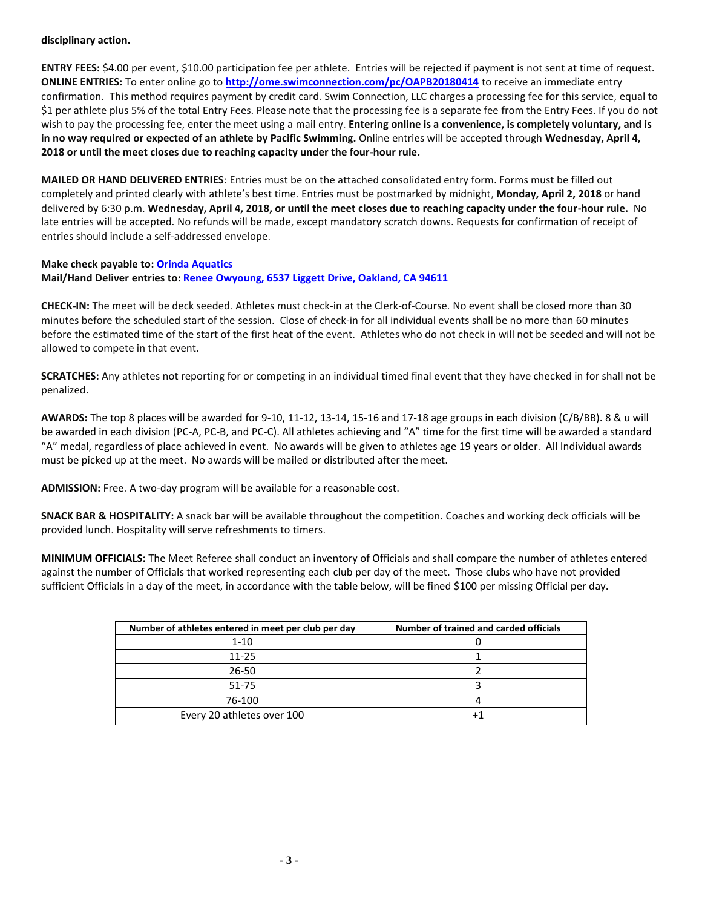**disciplinary action.**

**ENTRY FEES:** $4.00 per event, $10.00 participation fee per athlete. Entries will be rejected if payment is not sent at time of request.
**ONLINE ENTRIES:** To enter online go to **http://ome.swimconnection.com/pc/OAPB20180414** to receive an immediate entry confirmation. This method requires payment by credit card. Swim Connection, LLC charges a processing fee for this service, equal to $1 per athlete plus 5% of the total Entry Fees. Please note that the processing fee is a separate fee from the Entry Fees. If you do not wish to pay the processing fee, enter the meet using a mail entry. **Entering online is a convenience, is completely voluntary, and is in no way required or expected of an athlete by Pacific Swimming.** Online entries will be accepted through **Wednesday, April 4, 2018 or until the meet closes due to reaching capacity under the four-hour rule.**

**MAILED OR HAND DELIVERED ENTRIES**: Entries must be on the attached consolidated entry form. Forms must be filled out completely and printed clearly with athlete's best time. Entries must be postmarked by midnight, **Monday, April 2, 2018** or hand delivered by 6:30 p.m. **Wednesday, April 4, 2018, or until the meet closes due to reaching capacity under the four-hour rule.** No late entries will be accepted. No refunds will be made, except mandatory scratch downs. Requests for confirmation of receipt of entries should include a self-addressed envelope.

**Make check payable to: Orinda Aquatics**
**Mail/Hand Deliver entries to: Renee Owyoung, 6537 Liggett Drive, Oakland, CA 94611**

**CHECK-IN:** The meet will be deck seeded. Athletes must check-in at the Clerk-of-Course. No event shall be closed more than 30 minutes before the scheduled start of the session. Close of check-in for all individual events shall be no more than 60 minutes before the estimated time of the start of the first heat of the event. Athletes who do not check in will not be seeded and will not be allowed to compete in that event.

**SCRATCHES:** Any athletes not reporting for or competing in an individual timed final event that they have checked in for shall not be penalized.

**AWARDS:** The top 8 places will be awarded for 9-10, 11-12, 13-14, 15-16 and 17-18 age groups in each division (C/B/BB). 8 & u will be awarded in each division (PC-A, PC-B, and PC-C). All athletes achieving and "A" time for the first time will be awarded a standard "A" medal, regardless of place achieved in event. No awards will be given to athletes age 19 years or older. All Individual awards must be picked up at the meet. No awards will be mailed or distributed after the meet.

**ADMISSION:** Free. A two-day program will be available for a reasonable cost.

**SNACK BAR & HOSPITALITY:** A snack bar will be available throughout the competition. Coaches and working deck officials will be provided lunch. Hospitality will serve refreshments to timers.

**MINIMUM OFFICIALS:** The Meet Referee shall conduct an inventory of Officials and shall compare the number of athletes entered against the number of Officials that worked representing each club per day of the meet. Those clubs who have not provided sufficient Officials in a day of the meet, in accordance with the table below, will be fined $100 per missing Official per day.

| Number of athletes entered in meet per club per day | Number of trained and carded officials |
|---|---|
| 1-10 | 0 |
| 11-25 | 1 |
| 26-50 | 2 |
| 51-75 | 3 |
| 76-100 | 4 |
| Every 20 athletes over 100 | +1 |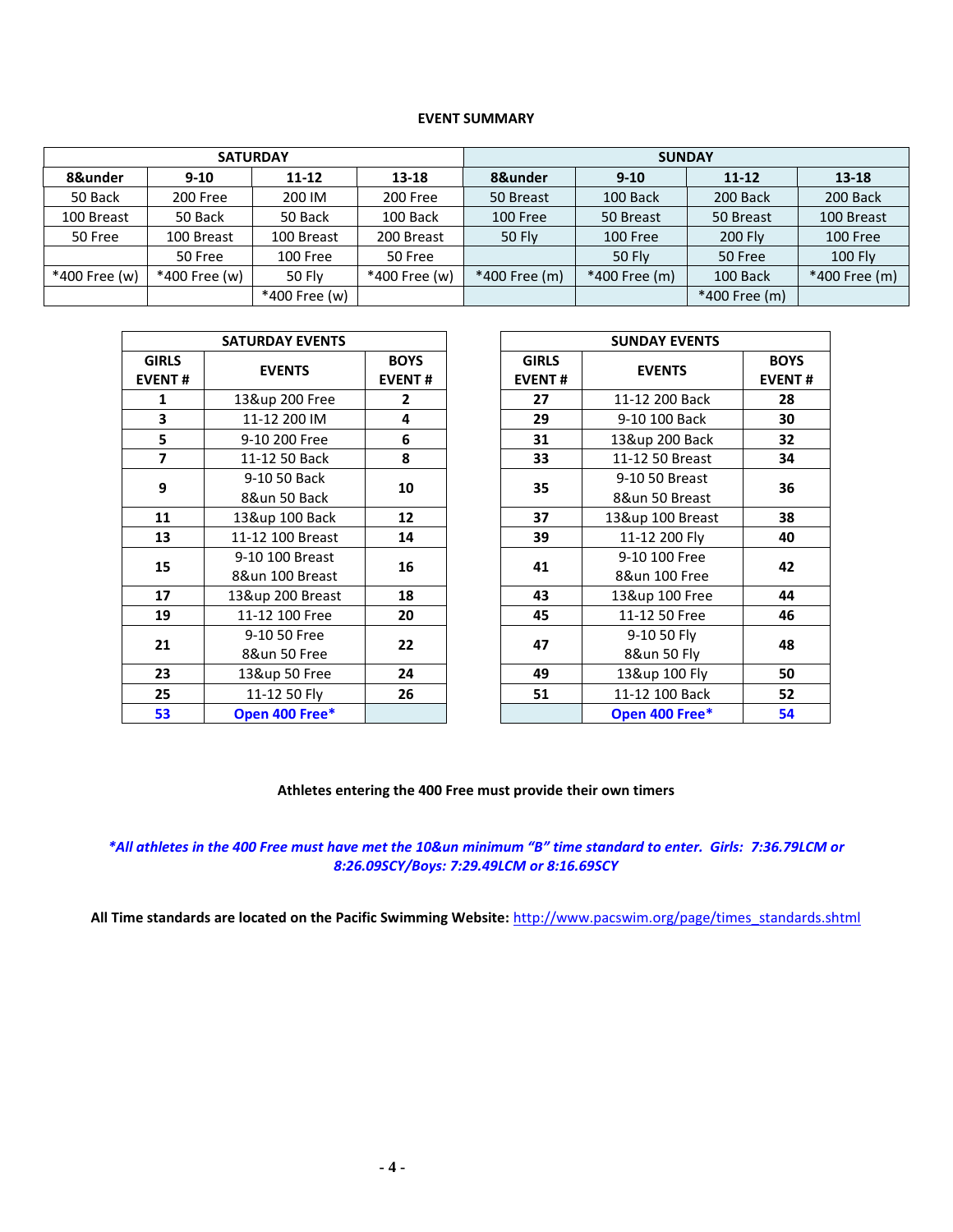**EVENT SUMMARY**

| SATURDAY | | | | SUNDAY | | | |
|---|---|---|---|---|---|---|---|
| **8&under** | **9-10** | **11-12** | **13-18** | **8&under** | **9-10** | **11-12** | **13-18** |
| 50 Back | 200 Free | 200 IM | 200 Free | 50 Breast | 100 Back | 200 Back | 200 Back |
| 100 Breast | 50 Back | 50 Back | 100 Back | 100 Free | 50 Breast | 50 Breast | 100 Breast |
| 50 Free | 100 Breast | 100 Breast | 200 Breast | 50 Fly | 100 Free | 200 Fly | 100 Free |
| | 50 Free | 100 Free | 50 Free | | 50 Fly | 50 Free | 100 Fly |
| *400 Free (w) | *400 Free (w) | 50 Fly | *400 Free (w) | *400 Free (m) | *400 Free (m) | 100 Back | *400 Free (m) |
| | | *400 Free (w) | | | | *400 Free (m) | |

| SATURDAY EVENTS | | |
|---|---|---|
| **GIRLS EVENT #** | **EVENTS** | **BOYS EVENT #** |
| **1** | 13&up 200 Free | **2** |
| **3** | 11-12 200 IM | **4** |
| **5** | 9-10 200 Free | **6** |
| **7** | 11-12 50 Back | **8** |
| **9** | 9-10 50 Back<br>8&un 50 Back | **10** |
| **11** | 13&up 100 Back | **12** |
| **13** | 11-12 100 Breast | **14** |
| **15** | 9-10 100 Breast<br>8&un 100 Breast | **16** |
| **17** | 13&up 200 Breast | **18** |
| **19** | 11-12 100 Free | **20** |
| **21** | 9-10 50 Free<br>8&un 50 Free | **22** |
| **23** | 13&up 50 Free | **24** |
| **25** | 11-12 50 Fly | **26** |
| **53** | **Open 400 Free*** | |

| SUNDAY EVENTS | | |
|---|---|---|
| **GIRLS EVENT #** | **EVENTS** | **BOYS EVENT #** |
| **27** | 11-12 200 Back | **28** |
| **29** | 9-10 100 Back | **30** |
| **31** | 13&up 200 Back | **32** |
| **33** | 11-12 50 Breast | **34** |
| **35** | 9-10 50 Breast<br>8&un 50 Breast | **36** |
| **37** | 13&up 100 Breast | **38** |
| **39** | 11-12 200 Fly | **40** |
| **41** | 9-10 100 Free<br>8&un 100 Free | **42** |
| **43** | 13&up 100 Free | **44** |
| **45** | 11-12 50 Free | **46** |
| **47** | 9-10 50 Fly<br>8&un 50 Fly | **48** |
| **49** | 13&up 100 Fly | **50** |
| **51** | 11-12 100 Back | **52** |
| | **Open 400 Free*** | **54** |

**Athletes entering the 400 Free must provide their own timers**

***All athletes in the 400 Free must have met the 10&un minimum "B" time standard to enter. Girls: 7:36.79LCM or 8:26.09SCY/Boys: 7:29.49LCM or 8:16.69SCY***

**All Time standards are located on the Pacific Swimming Website:** http://www.pacswim.org/page/times_standards.shtml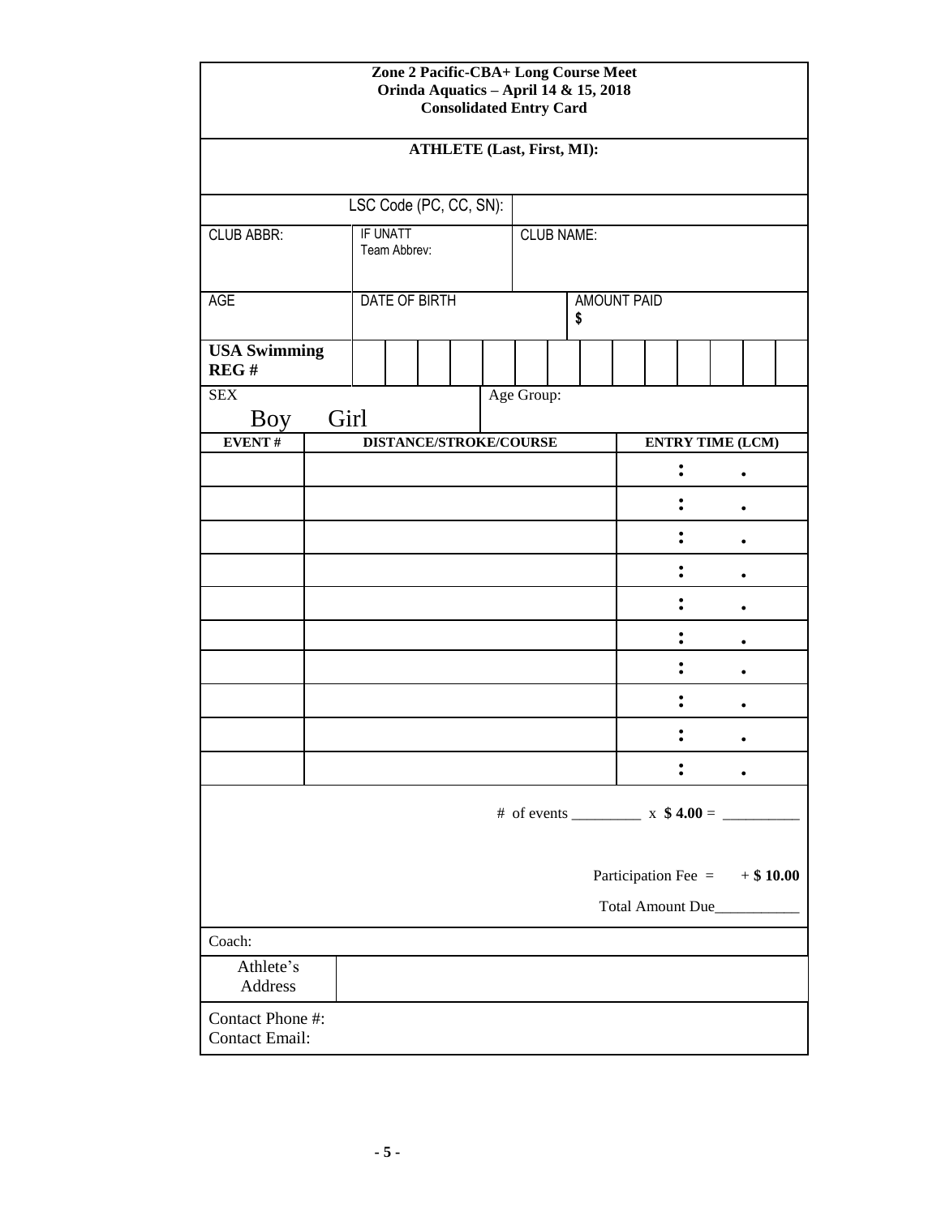**Zone 2 Pacific-CBA+ Long Course Meet**
**Orinda Aquatics – April 14 & 15, 2018**
**Consolidated Entry Card**

**ATHLETE (Last, First, MI):**

LSC Code (PC, CC, SN):

| | | |
|---|---|---|
| CLUB ABBR: | IF UNATT Team Abbrev: | CLUB NAME: |
| AGE | DATE OF BIRTH | AMOUNT PAID $ |

**USA Swimming REG #**

SEX
Boy Girl

Age Group:

| EVENT # | DISTANCE/STROKE/COURSE | ENTRY TIME (LCM) |
|---|---|---|
| | | : . |
| | | : . |
| | | : . |
| | | : . |
| | | : . |
| | | : . |
| | | : . |
| | | : . |
| | | : . |
| | | : . |

# of events _________ x **$ 4.00** = __________

Participation Fee = + **$ 10.00**

Total Amount Due___________

Coach:

Athlete's Address

Contact Phone #:
Contact Email: